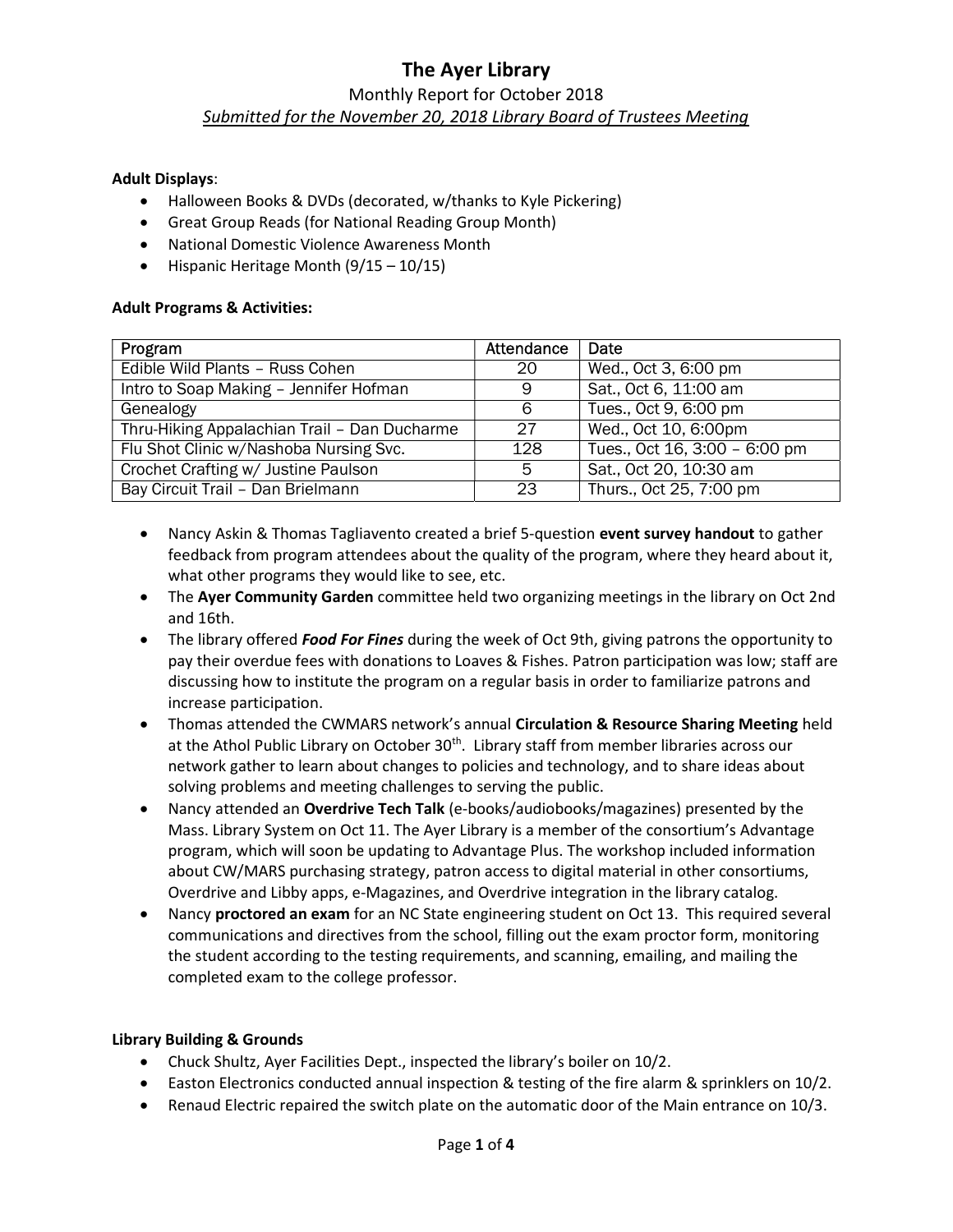# The Ayer Library

Monthly Report for October 2018

*Submitted for the November 20, 2018 Library Board of Trustees Meeting*

**Adult Displays**:

- Halloween Books & DVDs (decorated, w/thanks to Kyle Pickering)
- Great Group Reads (for National Reading Group Month)
- National Domestic Violence Awareness Month
- Hispanic Heritage Month (9/15 – 10/15)

**Adult Programs & Activities:**

| Program | Attendance | Date |
|---|---|---|
| Edible Wild Plants – Russ Cohen | 20 | Wed., Oct 3, 6:00 pm |
| Intro to Soap Making – Jennifer Hofman | 9 | Sat., Oct 6, 11:00 am |
| Genealogy | 6 | Tues., Oct 9, 6:00 pm |
| Thru-Hiking Appalachian Trail – Dan Ducharme | 27 | Wed., Oct 10, 6:00pm |
| Flu Shot Clinic w/Nashoba Nursing Svc. | 128 | Tues., Oct 16, 3:00 – 6:00 pm |
| Crochet Crafting w/ Justine Paulson | 5 | Sat., Oct 20, 10:30 am |
| Bay Circuit Trail – Dan Brielmann | 23 | Thurs., Oct 25, 7:00 pm |

- Nancy Askin & Thomas Tagliavento created a brief 5-question **event survey handout** to gather feedback from program attendees about the quality of the program, where they heard about it, what other programs they would like to see, etc.
- The **Ayer Community Garden** committee held two organizing meetings in the library on Oct 2nd and 16th.
- The library offered ***Food For Fines*** during the week of Oct 9th, giving patrons the opportunity to pay their overdue fees with donations to Loaves & Fishes. Patron participation was low; staff are discussing how to institute the program on a regular basis in order to familiarize patrons and increase participation.
- Thomas attended the CWMARS network's annual **Circulation & Resource Sharing Meeting** held at the Athol Public Library on October 30th. Library staff from member libraries across our network gather to learn about changes to policies and technology, and to share ideas about solving problems and meeting challenges to serving the public.
- Nancy attended an **Overdrive Tech Talk** (e-books/audiobooks/magazines) presented by the Mass. Library System on Oct 11. The Ayer Library is a member of the consortium's Advantage program, which will soon be updating to Advantage Plus. The workshop included information about CW/MARS purchasing strategy, patron access to digital material in other consortiums, Overdrive and Libby apps, e-Magazines, and Overdrive integration in the library catalog.
- Nancy **proctored an exam** for an NC State engineering student on Oct 13. This required several communications and directives from the school, filling out the exam proctor form, monitoring the student according to the testing requirements, and scanning, emailing, and mailing the completed exam to the college professor.

**Library Building & Grounds**

- Chuck Shultz, Ayer Facilities Dept., inspected the library's boiler on 10/2.
- Easton Electronics conducted annual inspection & testing of the fire alarm & sprinklers on 10/2.
- Renaud Electric repaired the switch plate on the automatic door of the Main entrance on 10/3.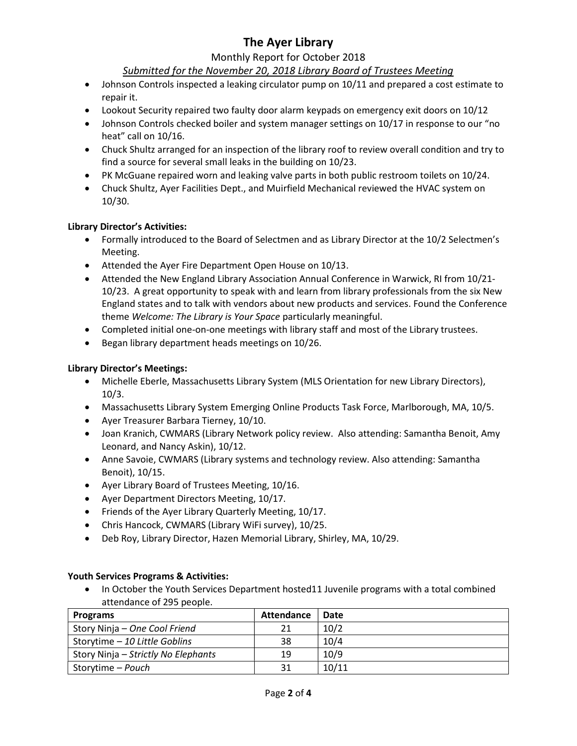# The Ayer Library

Monthly Report for October 2018

*Submitted for the November 20, 2018 Library Board of Trustees Meeting*

- Johnson Controls inspected a leaking circulator pump on 10/11 and prepared a cost estimate to repair it.
- Lookout Security repaired two faulty door alarm keypads on emergency exit doors on 10/12
- Johnson Controls checked boiler and system manager settings on 10/17 in response to our "no heat" call on 10/16.
- Chuck Shultz arranged for an inspection of the library roof to review overall condition and try to find a source for several small leaks in the building on 10/23.
- PK McGuane repaired worn and leaking valve parts in both public restroom toilets on 10/24.
- Chuck Shultz, Ayer Facilities Dept., and Muirfield Mechanical reviewed the HVAC system on 10/30.

**Library Director's Activities:**

- Formally introduced to the Board of Selectmen and as Library Director at the 10/2 Selectmen's Meeting.
- Attended the Ayer Fire Department Open House on 10/13.
- Attended the New England Library Association Annual Conference in Warwick, RI from 10/21-10/23. A great opportunity to speak with and learn from library professionals from the six New England states and to talk with vendors about new products and services. Found the Conference theme *Welcome: The Library is Your Space* particularly meaningful.
- Completed initial one-on-one meetings with library staff and most of the Library trustees.
- Began library department heads meetings on 10/26.

**Library Director's Meetings:**

- Michelle Eberle, Massachusetts Library System (MLS Orientation for new Library Directors), 10/3.
- Massachusetts Library System Emerging Online Products Task Force, Marlborough, MA, 10/5.
- Ayer Treasurer Barbara Tierney, 10/10.
- Joan Kranich, CWMARS (Library Network policy review. Also attending: Samantha Benoit, Amy Leonard, and Nancy Askin), 10/12.
- Anne Savoie, CWMARS (Library systems and technology review. Also attending: Samantha Benoit), 10/15.
- Ayer Library Board of Trustees Meeting, 10/16.
- Ayer Department Directors Meeting, 10/17.
- Friends of the Ayer Library Quarterly Meeting, 10/17.
- Chris Hancock, CWMARS (Library WiFi survey), 10/25.
- Deb Roy, Library Director, Hazen Memorial Library, Shirley, MA, 10/29.

**Youth Services Programs & Activities:**

- In October the Youth Services Department hosted11 Juvenile programs with a total combined attendance of 295 people.

| Programs | Attendance | Date |
|---|---|---|
| Story Ninja – *One Cool Friend* | 21 | 10/2 |
| Storytime – *10 Little Goblins* | 38 | 10/4 |
| Story Ninja – *Strictly No Elephants* | 19 | 10/9 |
| Storytime – *Pouch* | 31 | 10/11 |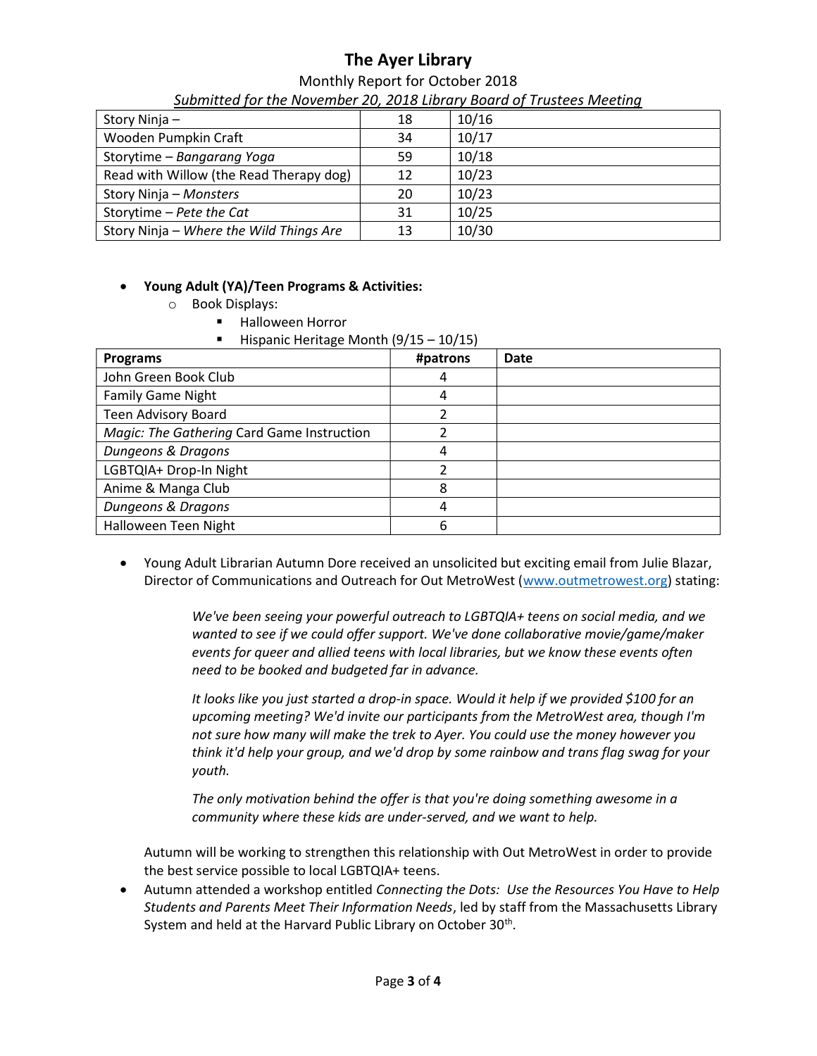# The Ayer Library

Monthly Report for October 2018

*Submitted for the November 20, 2018 Library Board of Trustees Meeting*

| | | |
|---|---|---|
| Story Ninja – | 18 | 10/16 |
| Wooden Pumpkin Craft | 34 | 10/17 |
| Storytime – *Bangarang Yoga* | 59 | 10/18 |
| Read with Willow (the Read Therapy dog) | 12 | 10/23 |
| Story Ninja – *Monsters* | 20 | 10/23 |
| Storytime – *Pete the Cat* | 31 | 10/25 |
| Story Ninja – *Where the Wild Things Are* | 13 | 10/30 |

- **Young Adult (YA)/Teen Programs & Activities:**
  - Book Displays:
    - Halloween Horror
    - Hispanic Heritage Month (9/15 – 10/15)

| Programs | #patrons | Date |
|---|---|---|
| John Green Book Club | 4 | |
| Family Game Night | 4 | |
| Teen Advisory Board | 2 | |
| *Magic: The Gathering* Card Game Instruction | 2 | |
| *Dungeons & Dragons* | 4 | |
| LGBTQIA+ Drop-In Night | 2 | |
| Anime & Manga Club | 8 | |
| *Dungeons & Dragons* | 4 | |
| Halloween Teen Night | 6 | |

- Young Adult Librarian Autumn Dore received an unsolicited but exciting email from Julie Blazar, Director of Communications and Outreach for Out MetroWest (www.outmetrowest.org) stating:

  > *We've been seeing your powerful outreach to LGBTQIA+ teens on social media, and we wanted to see if we could offer support. We've done collaborative movie/game/maker events for queer and allied teens with local libraries, but we know these events often need to be booked and budgeted far in advance.*
  >
  > *It looks like you just started a drop-in space. Would it help if we provided $100 for an upcoming meeting? We'd invite our participants from the MetroWest area, though I'm not sure how many will make the trek to Ayer. You could use the money however you think it'd help your group, and we'd drop by some rainbow and trans flag swag for your youth.*
  >
  > *The only motivation behind the offer is that you're doing something awesome in a community where these kids are under-served, and we want to help.*

  Autumn will be working to strengthen this relationship with Out MetroWest in order to provide the best service possible to local LGBTQIA+ teens.

- Autumn attended a workshop entitled *Connecting the Dots: Use the Resources You Have to Help Students and Parents Meet Their Information Needs*, led by staff from the Massachusetts Library System and held at the Harvard Public Library on October 30th.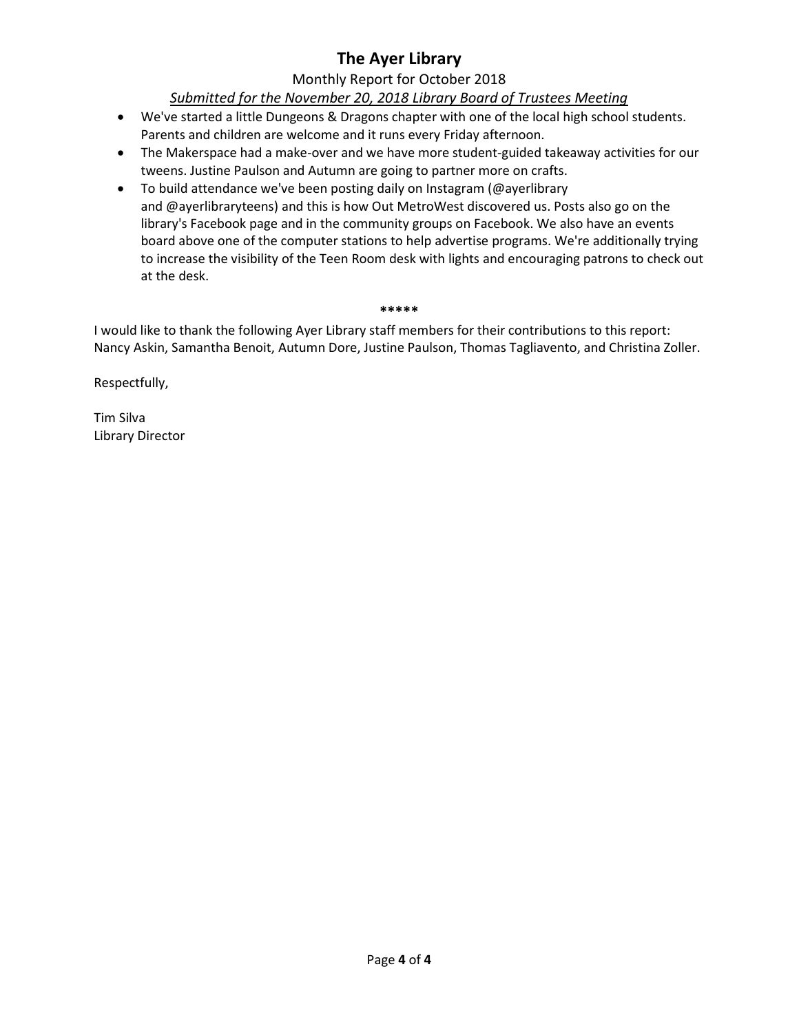# The Ayer Library

Monthly Report for October 2018

*Submitted for the November 20, 2018 Library Board of Trustees Meeting*

- We've started a little Dungeons & Dragons chapter with one of the local high school students. Parents and children are welcome and it runs every Friday afternoon.
- The Makerspace had a make-over and we have more student-guided takeaway activities for our tweens. Justine Paulson and Autumn are going to partner more on crafts.
- To build attendance we've been posting daily on Instagram (@ayerlibrary and @ayerlibraryteens) and this is how Out MetroWest discovered us. Posts also go on the library's Facebook page and in the community groups on Facebook. We also have an events board above one of the computer stations to help advertise programs. We're additionally trying to increase the visibility of the Teen Room desk with lights and encouraging patrons to check out at the desk.

\*\*\*\*\*

I would like to thank the following Ayer Library staff members for their contributions to this report: Nancy Askin, Samantha Benoit, Autumn Dore, Justine Paulson, Thomas Tagliavento, and Christina Zoller.

Respectfully,

Tim Silva
Library Director